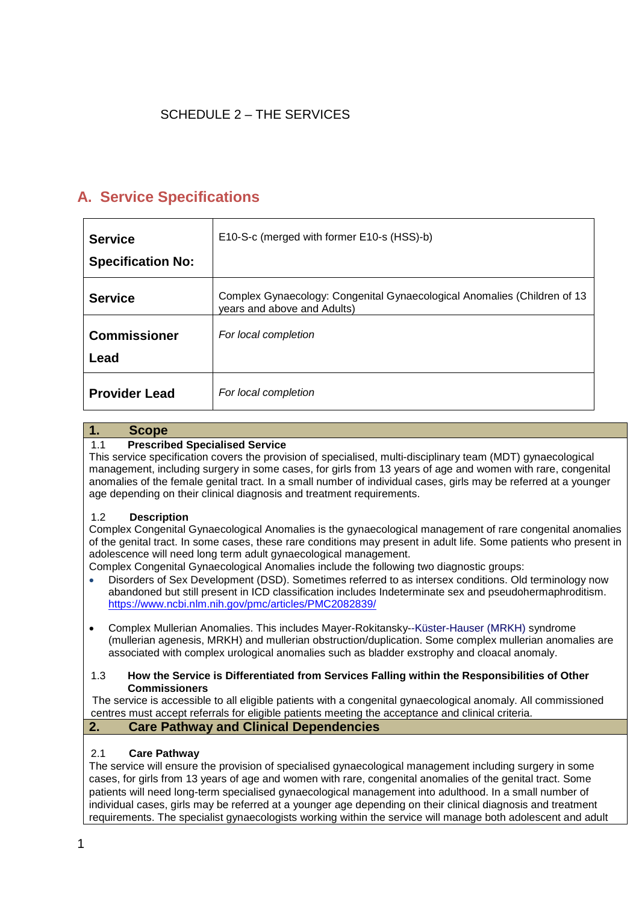SCHEDULE 2 – THE SERVICES

## A. Service Specifications

| | |
|---|---|
| **Service Specification No:** | E10-S-c (merged with former E10-s (HSS)-b) |
| **Service** | Complex Gynaecology: Congenital Gynaecological Anomalies (Children of 13 years and above and Adults) |
| **Commissioner Lead** | *For local completion* |
| **Provider Lead** | *For local completion* |

### 1. Scope

**1.1 Prescribed Specialised Service**

This service specification covers the provision of specialised, multi-disciplinary team (MDT) gynaecological management, including surgery in some cases, for girls from 13 years of age and women with rare, congenital anomalies of the female genital tract. In a small number of individual cases, girls may be referred at a younger age depending on their clinical diagnosis and treatment requirements.

**1.2 Description**

Complex Congenital Gynaecological Anomalies is the gynaecological management of rare congenital anomalies of the genital tract. In some cases, these rare conditions may present in adult life. Some patients who present in adolescence will need long term adult gynaecological management.

Complex Congenital Gynaecological Anomalies include the following two diagnostic groups:

- Disorders of Sex Development (DSD). Sometimes referred to as intersex conditions. Old terminology now abandoned but still present in ICD classification includes Indeterminate sex and pseudohermaphroditism. https://www.ncbi.nlm.nih.gov/pmc/articles/PMC2082839/

- Complex Mullerian Anomalies. This includes Mayer-Rokitansky--Küster-Hauser (MRKH) syndrome (mullerian agenesis, MRKH) and mullerian obstruction/duplication. Some complex mullerian anomalies are associated with complex urological anomalies such as bladder exstrophy and cloacal anomaly.

**1.3 How the Service is Differentiated from Services Falling within the Responsibilities of Other Commissioners**

The service is accessible to all eligible patients with a congenital gynaecological anomaly. All commissioned centres must accept referrals for eligible patients meeting the acceptance and clinical criteria.

### 2. Care Pathway and Clinical Dependencies

**2.1 Care Pathway**

The service will ensure the provision of specialised gynaecological management including surgery in some cases, for girls from 13 years of age and women with rare, congenital anomalies of the genital tract. Some patients will need long-term specialised gynaecological management into adulthood. In a small number of individual cases, girls may be referred at a younger age depending on their clinical diagnosis and treatment requirements. The specialist gynaecologists working within the service will manage both adolescent and adult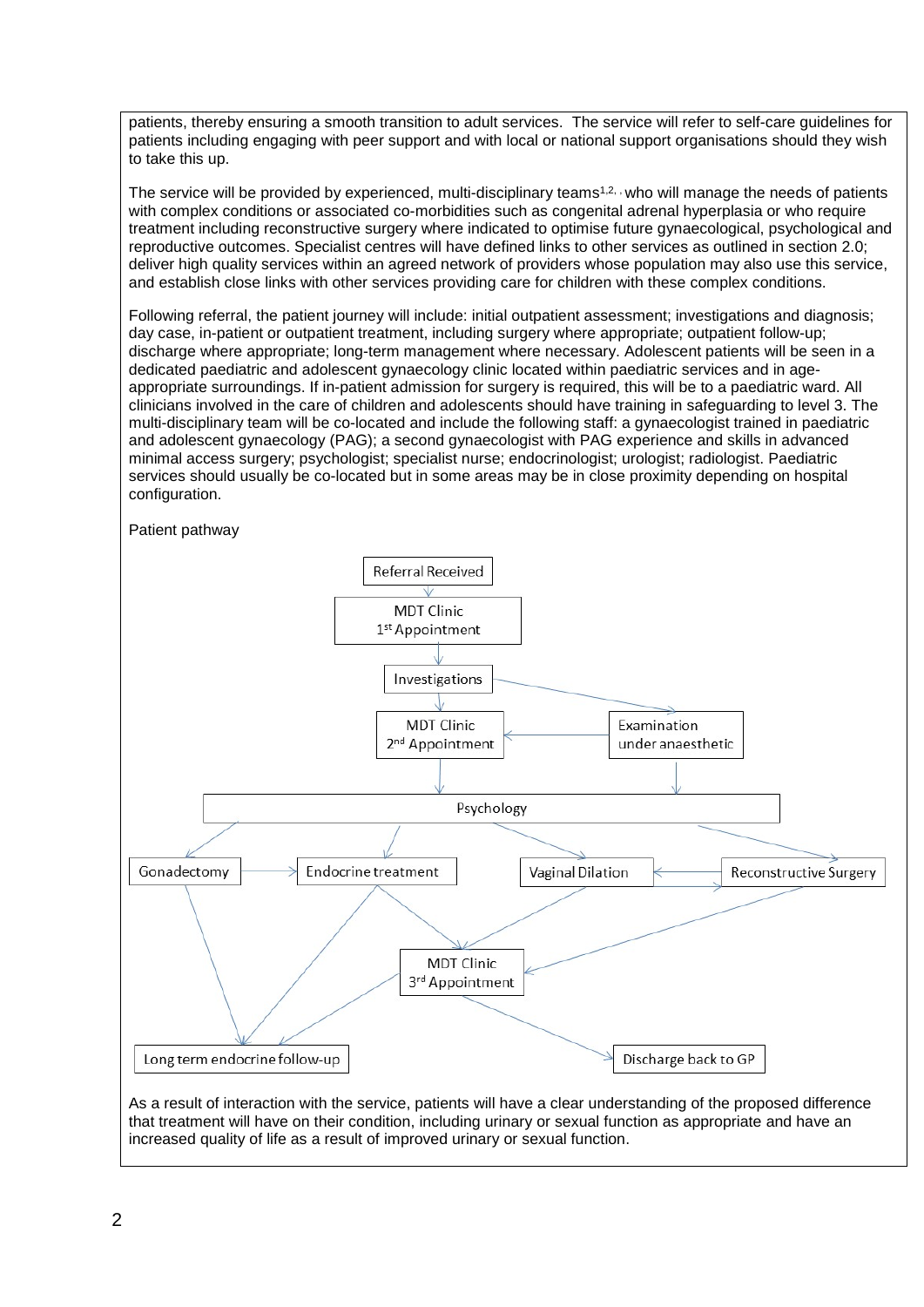patients, thereby ensuring a smooth transition to adult services. The service will refer to self-care guidelines for patients including engaging with peer support and with local or national support organisations should they wish to take this up.

The service will be provided by experienced, multi-disciplinary teams[1,2] who will manage the needs of patients with complex conditions or associated co-morbidities such as congenital adrenal hyperplasia or who require treatment including reconstructive surgery where indicated to optimise future gynaecological, psychological and reproductive outcomes. Specialist centres will have defined links to other services as outlined in section 2.0; deliver high quality services within an agreed network of providers whose population may also use this service, and establish close links with other services providing care for children with these complex conditions.

Following referral, the patient journey will include: initial outpatient assessment; investigations and diagnosis; day case, in-patient or outpatient treatment, including surgery where appropriate; outpatient follow-up; discharge where appropriate; long-term management where necessary. Adolescent patients will be seen in a dedicated paediatric and adolescent gynaecology clinic located within paediatric services and in age-appropriate surroundings. If in-patient admission for surgery is required, this will be to a paediatric ward. All clinicians involved in the care of children and adolescents should have training in safeguarding to level 3. The multi-disciplinary team will be co-located and include the following staff: a gynaecologist trained in paediatric and adolescent gynaecology (PAG); a second gynaecologist with PAG experience and skills in advanced minimal access surgery; psychologist; specialist nurse; endocrinologist; urologist; radiologist. Paediatric services should usually be co-located but in some areas may be in close proximity depending on hospital configuration.

Patient pathway

- Referral Received → MDT Clinic 1st Appointment
- MDT Clinic 1st Appointment → Investigations
- Investigations → MDT Clinic 2nd Appointment; Investigations → Examination under anaesthetic
- Examination under anaesthetic → MDT Clinic 2nd Appointment; Examination under anaesthetic → Psychology
- MDT Clinic 2nd Appointment → Psychology
- Psychology → Gonadectomy; Endocrine treatment; Vaginal Dilation; Reconstructive Surgery
- Gonadectomy → Endocrine treatment; Gonadectomy → Long term endocrine follow-up
- Vaginal Dilation ↔ Reconstructive Surgery
- Endocrine treatment → MDT Clinic 3rd Appointment; Endocrine treatment → Long term endocrine follow-up
- Vaginal Dilation → MDT Clinic 3rd Appointment
- Reconstructive Surgery → MDT Clinic 3rd Appointment
- MDT Clinic 3rd Appointment → Long term endocrine follow-up; MDT Clinic 3rd Appointment → Discharge back to GP

As a result of interaction with the service, patients will have a clear understanding of the proposed difference that treatment will have on their condition, including urinary or sexual function as appropriate and have an increased quality of life as a result of improved urinary or sexual function.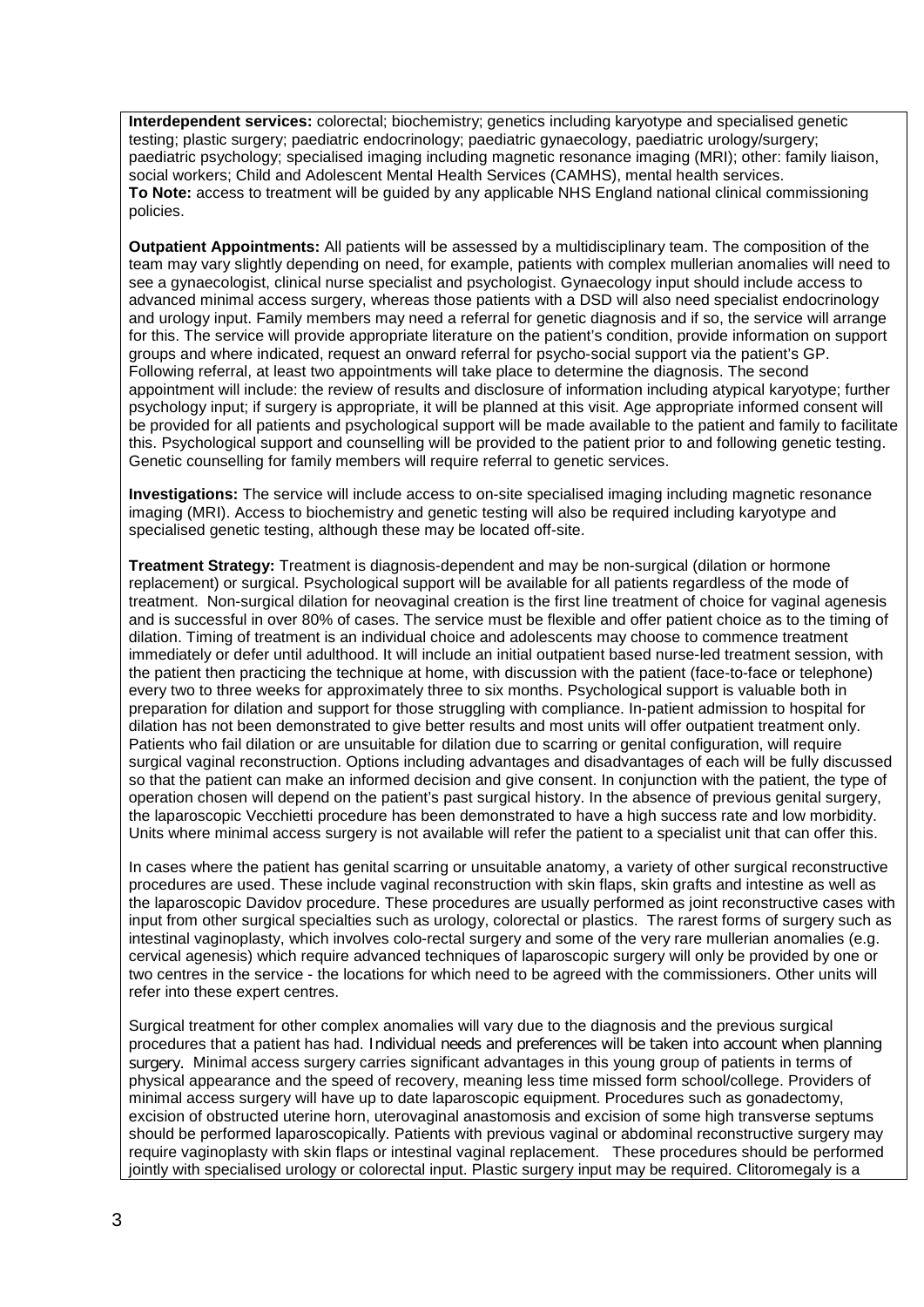**Interdependent services:** colorectal; biochemistry; genetics including karyotype and specialised genetic testing; plastic surgery; paediatric endocrinology; paediatric gynaecology, paediatric urology/surgery; paediatric psychology; specialised imaging including magnetic resonance imaging (MRI); other: family liaison, social workers; Child and Adolescent Mental Health Services (CAMHS), mental health services.
**To Note:** access to treatment will be guided by any applicable NHS England national clinical commissioning policies.

**Outpatient Appointments:** All patients will be assessed by a multidisciplinary team. The composition of the team may vary slightly depending on need, for example, patients with complex mullerian anomalies will need to see a gynaecologist, clinical nurse specialist and psychologist. Gynaecology input should include access to advanced minimal access surgery, whereas those patients with a DSD will also need specialist endocrinology and urology input. Family members may need a referral for genetic diagnosis and if so, the service will arrange for this. The service will provide appropriate literature on the patient's condition, provide information on support groups and where indicated, request an onward referral for psycho-social support via the patient's GP. Following referral, at least two appointments will take place to determine the diagnosis. The second appointment will include: the review of results and disclosure of information including atypical karyotype; further psychology input; if surgery is appropriate, it will be planned at this visit. Age appropriate informed consent will be provided for all patients and psychological support will be made available to the patient and family to facilitate this. Psychological support and counselling will be provided to the patient prior to and following genetic testing. Genetic counselling for family members will require referral to genetic services.

**Investigations:** The service will include access to on-site specialised imaging including magnetic resonance imaging (MRI). Access to biochemistry and genetic testing will also be required including karyotype and specialised genetic testing, although these may be located off-site.

**Treatment Strategy:** Treatment is diagnosis-dependent and may be non-surgical (dilation or hormone replacement) or surgical. Psychological support will be available for all patients regardless of the mode of treatment. Non-surgical dilation for neovaginal creation is the first line treatment of choice for vaginal agenesis and is successful in over 80% of cases. The service must be flexible and offer patient choice as to the timing of dilation. Timing of treatment is an individual choice and adolescents may choose to commence treatment immediately or defer until adulthood. It will include an initial outpatient based nurse-led treatment session, with the patient then practicing the technique at home, with discussion with the patient (face-to-face or telephone) every two to three weeks for approximately three to six months. Psychological support is valuable both in preparation for dilation and support for those struggling with compliance. In-patient admission to hospital for dilation has not been demonstrated to give better results and most units will offer outpatient treatment only. Patients who fail dilation or are unsuitable for dilation due to scarring or genital configuration, will require surgical vaginal reconstruction. Options including advantages and disadvantages of each will be fully discussed so that the patient can make an informed decision and give consent. In conjunction with the patient, the type of operation chosen will depend on the patient's past surgical history. In the absence of previous genital surgery, the laparoscopic Vecchietti procedure has been demonstrated to have a high success rate and low morbidity. Units where minimal access surgery is not available will refer the patient to a specialist unit that can offer this.

In cases where the patient has genital scarring or unsuitable anatomy, a variety of other surgical reconstructive procedures are used. These include vaginal reconstruction with skin flaps, skin grafts and intestine as well as the laparoscopic Davidov procedure. These procedures are usually performed as joint reconstructive cases with input from other surgical specialties such as urology, colorectal or plastics. The rarest forms of surgery such as intestinal vaginoplasty, which involves colo-rectal surgery and some of the very rare mullerian anomalies (e.g. cervical agenesis) which require advanced techniques of laparoscopic surgery will only be provided by one or two centres in the service - the locations for which need to be agreed with the commissioners. Other units will refer into these expert centres.

Surgical treatment for other complex anomalies will vary due to the diagnosis and the previous surgical procedures that a patient has had. Individual needs and preferences will be taken into account when planning surgery. Minimal access surgery carries significant advantages in this young group of patients in terms of physical appearance and the speed of recovery, meaning less time missed form school/college. Providers of minimal access surgery will have up to date laparoscopic equipment. Procedures such as gonadectomy, excision of obstructed uterine horn, uterovaginal anastomosis and excision of some high transverse septums should be performed laparoscopically. Patients with previous vaginal or abdominal reconstructive surgery may require vaginoplasty with skin flaps or intestinal vaginal replacement. These procedures should be performed jointly with specialised urology or colorectal input. Plastic surgery input may be required. Clitoromegaly is a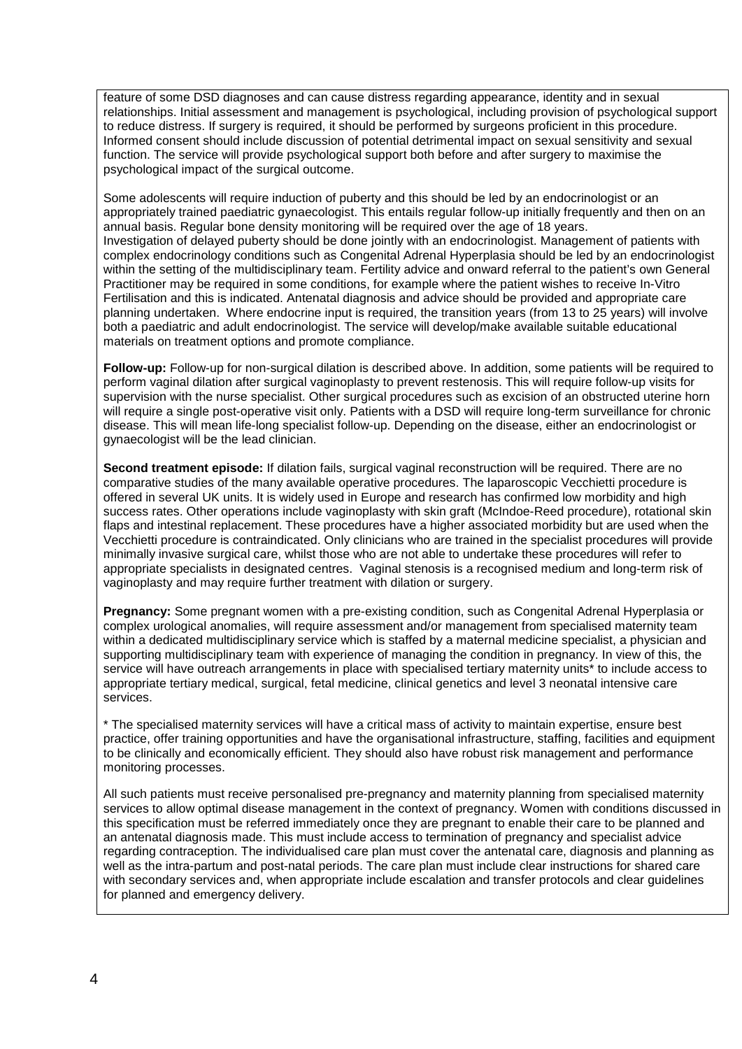feature of some DSD diagnoses and can cause distress regarding appearance, identity and in sexual relationships. Initial assessment and management is psychological, including provision of psychological support to reduce distress. If surgery is required, it should be performed by surgeons proficient in this procedure. Informed consent should include discussion of potential detrimental impact on sexual sensitivity and sexual function. The service will provide psychological support both before and after surgery to maximise the psychological impact of the surgical outcome.

Some adolescents will require induction of puberty and this should be led by an endocrinologist or an appropriately trained paediatric gynaecologist. This entails regular follow-up initially frequently and then on an annual basis. Regular bone density monitoring will be required over the age of 18 years. Investigation of delayed puberty should be done jointly with an endocrinologist. Management of patients with complex endocrinology conditions such as Congenital Adrenal Hyperplasia should be led by an endocrinologist within the setting of the multidisciplinary team. Fertility advice and onward referral to the patient's own General Practitioner may be required in some conditions, for example where the patient wishes to receive In-Vitro Fertilisation and this is indicated. Antenatal diagnosis and advice should be provided and appropriate care planning undertaken. Where endocrine input is required, the transition years (from 13 to 25 years) will involve both a paediatric and adult endocrinologist. The service will develop/make available suitable educational materials on treatment options and promote compliance.

**Follow-up:** Follow-up for non-surgical dilation is described above. In addition, some patients will be required to perform vaginal dilation after surgical vaginoplasty to prevent restenosis. This will require follow-up visits for supervision with the nurse specialist. Other surgical procedures such as excision of an obstructed uterine horn will require a single post-operative visit only. Patients with a DSD will require long-term surveillance for chronic disease. This will mean life-long specialist follow-up. Depending on the disease, either an endocrinologist or gynaecologist will be the lead clinician.

**Second treatment episode:** If dilation fails, surgical vaginal reconstruction will be required. There are no comparative studies of the many available operative procedures. The laparoscopic Vecchietti procedure is offered in several UK units. It is widely used in Europe and research has confirmed low morbidity and high success rates. Other operations include vaginoplasty with skin graft (McIndoe-Reed procedure), rotational skin flaps and intestinal replacement. These procedures have a higher associated morbidity but are used when the Vecchietti procedure is contraindicated. Only clinicians who are trained in the specialist procedures will provide minimally invasive surgical care, whilst those who are not able to undertake these procedures will refer to appropriate specialists in designated centres. Vaginal stenosis is a recognised medium and long-term risk of vaginoplasty and may require further treatment with dilation or surgery.

**Pregnancy:** Some pregnant women with a pre-existing condition, such as Congenital Adrenal Hyperplasia or complex urological anomalies, will require assessment and/or management from specialised maternity team within a dedicated multidisciplinary service which is staffed by a maternal medicine specialist, a physician and supporting multidisciplinary team with experience of managing the condition in pregnancy. In view of this, the service will have outreach arrangements in place with specialised tertiary maternity units* to include access to appropriate tertiary medical, surgical, fetal medicine, clinical genetics and level 3 neonatal intensive care services.

* The specialised maternity services will have a critical mass of activity to maintain expertise, ensure best practice, offer training opportunities and have the organisational infrastructure, staffing, facilities and equipment to be clinically and economically efficient. They should also have robust risk management and performance monitoring processes.

All such patients must receive personalised pre-pregnancy and maternity planning from specialised maternity services to allow optimal disease management in the context of pregnancy. Women with conditions discussed in this specification must be referred immediately once they are pregnant to enable their care to be planned and an antenatal diagnosis made. This must include access to termination of pregnancy and specialist advice regarding contraception. The individualised care plan must cover the antenatal care, diagnosis and planning as well as the intra-partum and post-natal periods. The care plan must include clear instructions for shared care with secondary services and, when appropriate include escalation and transfer protocols and clear guidelines for planned and emergency delivery.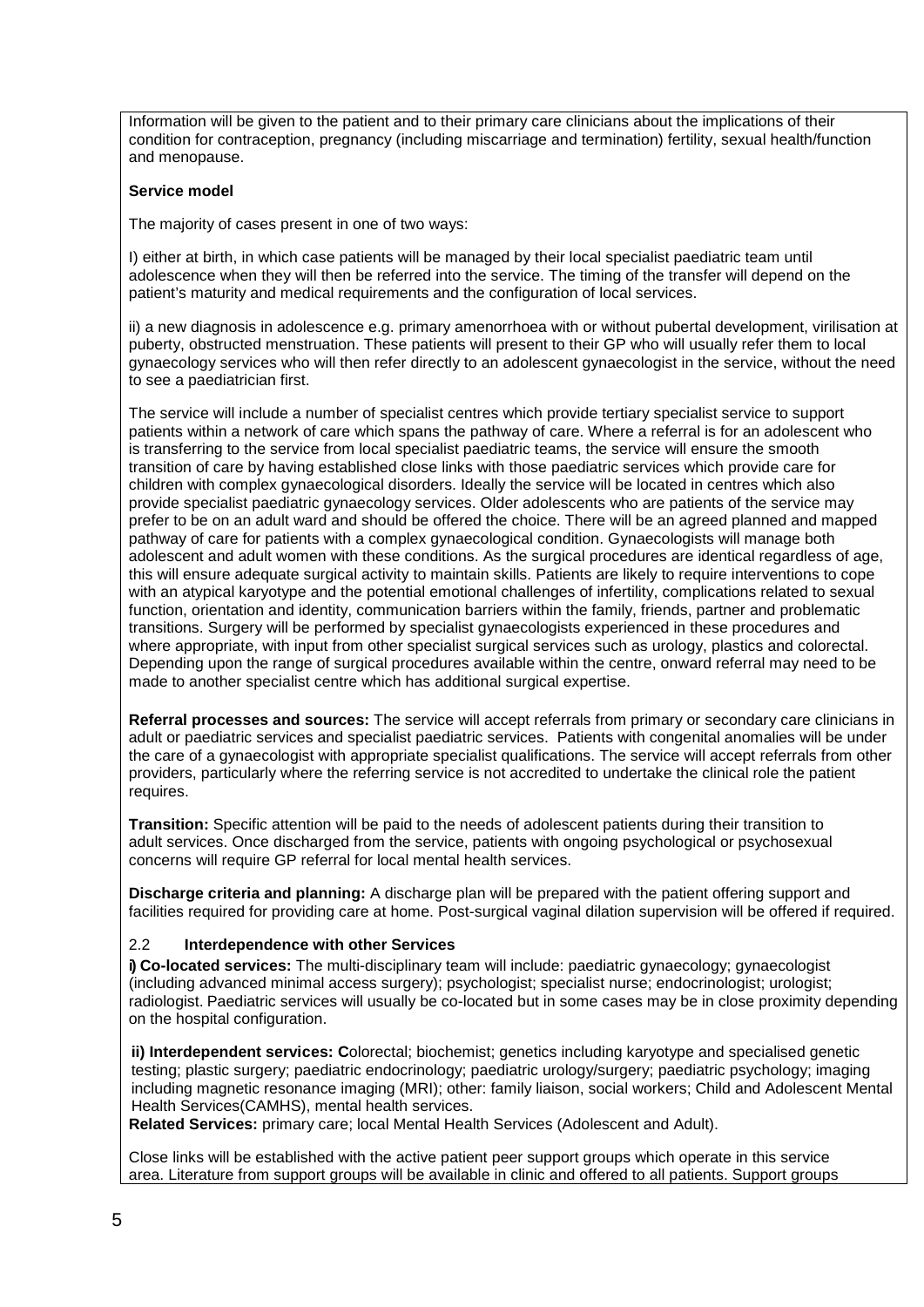Information will be given to the patient and to their primary care clinicians about the implications of their condition for contraception, pregnancy (including miscarriage and termination) fertility, sexual health/function and menopause.

**Service model**

The majority of cases present in one of two ways:

I) either at birth, in which case patients will be managed by their local specialist paediatric team until adolescence when they will then be referred into the service. The timing of the transfer will depend on the patient's maturity and medical requirements and the configuration of local services.

ii) a new diagnosis in adolescence e.g. primary amenorrhoea with or without pubertal development, virilisation at puberty, obstructed menstruation. These patients will present to their GP who will usually refer them to local gynaecology services who will then refer directly to an adolescent gynaecologist in the service, without the need to see a paediatrician first.

The service will include a number of specialist centres which provide tertiary specialist service to support patients within a network of care which spans the pathway of care. Where a referral is for an adolescent who is transferring to the service from local specialist paediatric teams, the service will ensure the smooth transition of care by having established close links with those paediatric services which provide care for children with complex gynaecological disorders. Ideally the service will be located in centres which also provide specialist paediatric gynaecology services. Older adolescents who are patients of the service may prefer to be on an adult ward and should be offered the choice. There will be an agreed planned and mapped pathway of care for patients with a complex gynaecological condition. Gynaecologists will manage both adolescent and adult women with these conditions. As the surgical procedures are identical regardless of age, this will ensure adequate surgical activity to maintain skills. Patients are likely to require interventions to cope with an atypical karyotype and the potential emotional challenges of infertility, complications related to sexual function, orientation and identity, communication barriers within the family, friends, partner and problematic transitions. Surgery will be performed by specialist gynaecologists experienced in these procedures and where appropriate, with input from other specialist surgical services such as urology, plastics and colorectal. Depending upon the range of surgical procedures available within the centre, onward referral may need to be made to another specialist centre which has additional surgical expertise.

**Referral processes and sources:** The service will accept referrals from primary or secondary care clinicians in adult or paediatric services and specialist paediatric services. Patients with congenital anomalies will be under the care of a gynaecologist with appropriate specialist qualifications. The service will accept referrals from other providers, particularly where the referring service is not accredited to undertake the clinical role the patient requires.

**Transition:** Specific attention will be paid to the needs of adolescent patients during their transition to adult services. Once discharged from the service, patients with ongoing psychological or psychosexual concerns will require GP referral for local mental health services.

**Discharge criteria and planning:** A discharge plan will be prepared with the patient offering support and facilities required for providing care at home. Post-surgical vaginal dilation supervision will be offered if required.

### 2.2 Interdependence with other Services

**i) Co-located services:** The multi-disciplinary team will include: paediatric gynaecology; gynaecologist (including advanced minimal access surgery); psychologist; specialist nurse; endocrinologist; urologist; radiologist. Paediatric services will usually be co-located but in some cases may be in close proximity depending on the hospital configuration.

**ii) Interdependent services: C**olorectal; biochemist; genetics including karyotype and specialised genetic testing; plastic surgery; paediatric endocrinology; paediatric urology/surgery; paediatric psychology; imaging including magnetic resonance imaging (MRI); other: family liaison, social workers; Child and Adolescent Mental Health Services(CAMHS), mental health services.

**Related Services:** primary care; local Mental Health Services (Adolescent and Adult).

Close links will be established with the active patient peer support groups which operate in this service area. Literature from support groups will be available in clinic and offered to all patients. Support groups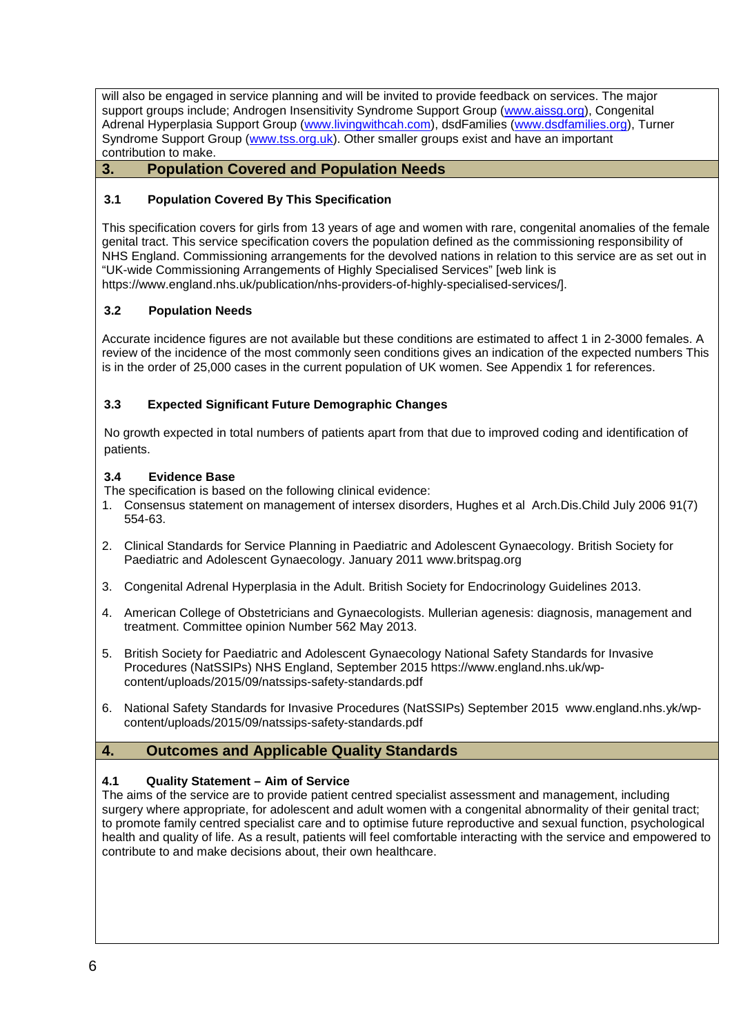will also be engaged in service planning and will be invited to provide feedback on services. The major support groups include; Androgen Insensitivity Syndrome Support Group (www.aissg.org), Congenital Adrenal Hyperplasia Support Group (www.livingwithcah.com), dsdFamilies (www.dsdfamilies.org), Turner Syndrome Support Group (www.tss.org.uk). Other smaller groups exist and have an important contribution to make.

## 3. Population Covered and Population Needs

### 3.1 Population Covered By This Specification

This specification covers for girls from 13 years of age and women with rare, congenital anomalies of the female genital tract. This service specification covers the population defined as the commissioning responsibility of NHS England. Commissioning arrangements for the devolved nations in relation to this service are as set out in "UK-wide Commissioning Arrangements of Highly Specialised Services" [web link is https://www.england.nhs.uk/publication/nhs-providers-of-highly-specialised-services/].

### 3.2 Population Needs

Accurate incidence figures are not available but these conditions are estimated to affect 1 in 2-3000 females. A review of the incidence of the most commonly seen conditions gives an indication of the expected numbers This is in the order of 25,000 cases in the current population of UK women. See Appendix 1 for references.

### 3.3 Expected Significant Future Demographic Changes

No growth expected in total numbers of patients apart from that due to improved coding and identification of patients.

### 3.4 Evidence Base

The specification is based on the following clinical evidence:

1. Consensus statement on management of intersex disorders, Hughes et al Arch.Dis.Child July 2006 91(7) 554-63.
2. Clinical Standards for Service Planning in Paediatric and Adolescent Gynaecology. British Society for Paediatric and Adolescent Gynaecology. January 2011 www.britspag.org
3. Congenital Adrenal Hyperplasia in the Adult. British Society for Endocrinology Guidelines 2013.
4. American College of Obstetricians and Gynaecologists. Mullerian agenesis: diagnosis, management and treatment. Committee opinion Number 562 May 2013.
5. British Society for Paediatric and Adolescent Gynaecology National Safety Standards for Invasive Procedures (NatSSIPs) NHS England, September 2015 https://www.england.nhs.uk/wp-content/uploads/2015/09/natssips-safety-standards.pdf
6. National Safety Standards for Invasive Procedures (NatSSIPs) September 2015 www.england.nhs.yk/wp-content/uploads/2015/09/natssips-safety-standards.pdf

## 4. Outcomes and Applicable Quality Standards

### 4.1 Quality Statement – Aim of Service

The aims of the service are to provide patient centred specialist assessment and management, including surgery where appropriate, for adolescent and adult women with a congenital abnormality of their genital tract; to promote family centred specialist care and to optimise future reproductive and sexual function, psychological health and quality of life. As a result, patients will feel comfortable interacting with the service and empowered to contribute to and make decisions about, their own healthcare.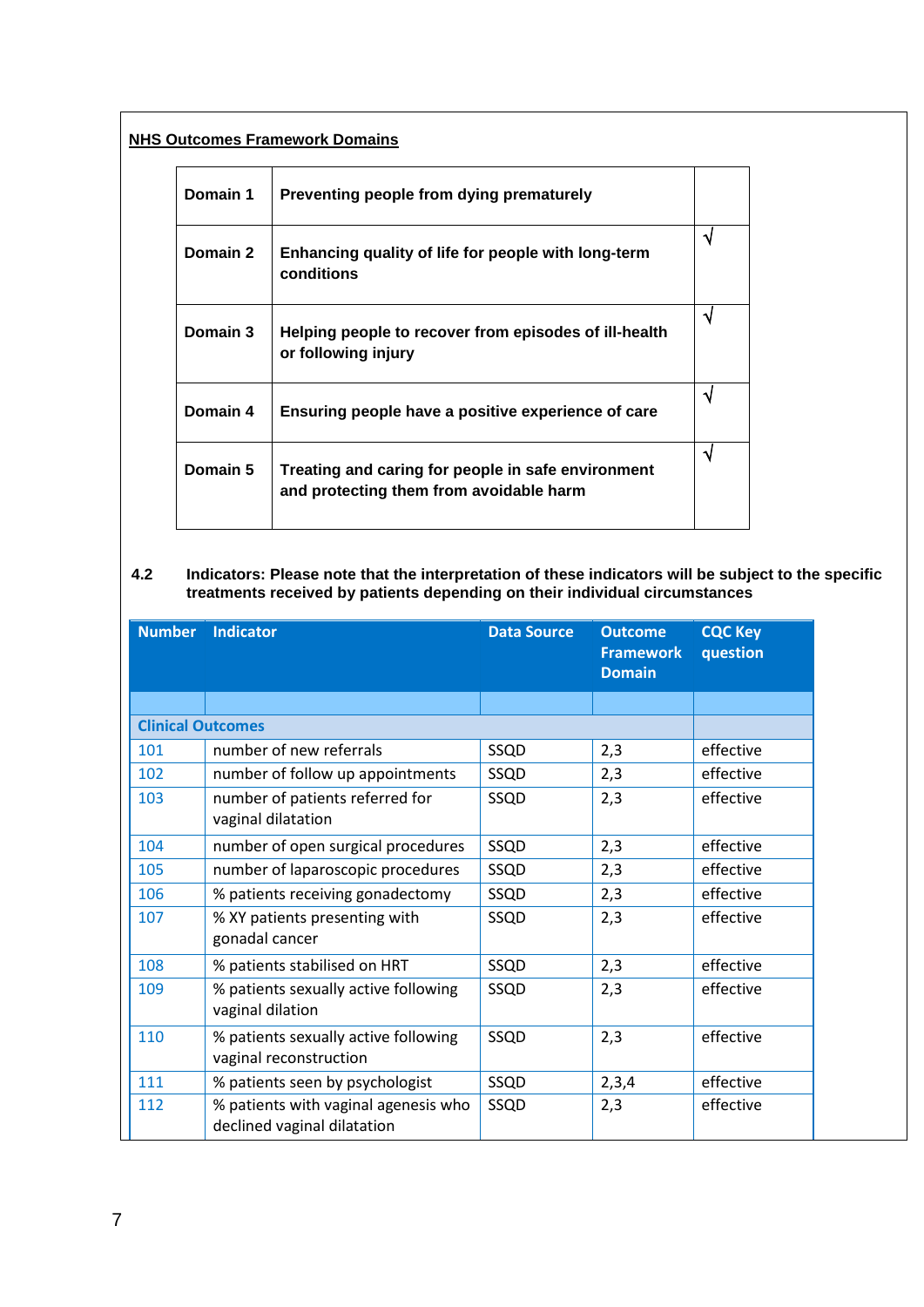**NHS Outcomes Framework Domains**

| | | |
|---|---|---|
| **Domain 1** | **Preventing people from dying prematurely** | |
| **Domain 2** | **Enhancing quality of life for people with long-term conditions** | √ |
| **Domain 3** | **Helping people to recover from episodes of ill-health or following injury** | √ |
| **Domain 4** | **Ensuring people have a positive experience of care** | √ |
| **Domain 5** | **Treating and caring for people in safe environment and protecting them from avoidable harm** | √ |

**4.2 Indicators: Please note that the interpretation of these indicators will be subject to the specific treatments received by patients depending on their individual circumstances**

| Number | Indicator | Data Source | Outcome Framework Domain | CQC Key question |
|---|---|---|---|---|
| | | | | |
| **Clinical Outcomes** | | | | |
| 101 | number of new referrals | SSQD | 2,3 | effective |
| 102 | number of follow up appointments | SSQD | 2,3 | effective |
| 103 | number of patients referred for vaginal dilatation | SSQD | 2,3 | effective |
| 104 | number of open surgical procedures | SSQD | 2,3 | effective |
| 105 | number of laparoscopic procedures | SSQD | 2,3 | effective |
| 106 | % patients receiving gonadectomy | SSQD | 2,3 | effective |
| 107 | % XY patients presenting with gonadal cancer | SSQD | 2,3 | effective |
| 108 | % patients stabilised on HRT | SSQD | 2,3 | effective |
| 109 | % patients sexually active following vaginal dilation | SSQD | 2,3 | effective |
| 110 | % patients sexually active following vaginal reconstruction | SSQD | 2,3 | effective |
| 111 | % patients seen by psychologist | SSQD | 2,3,4 | effective |
| 112 | % patients with vaginal agenesis who declined vaginal dilatation | SSQD | 2,3 | effective |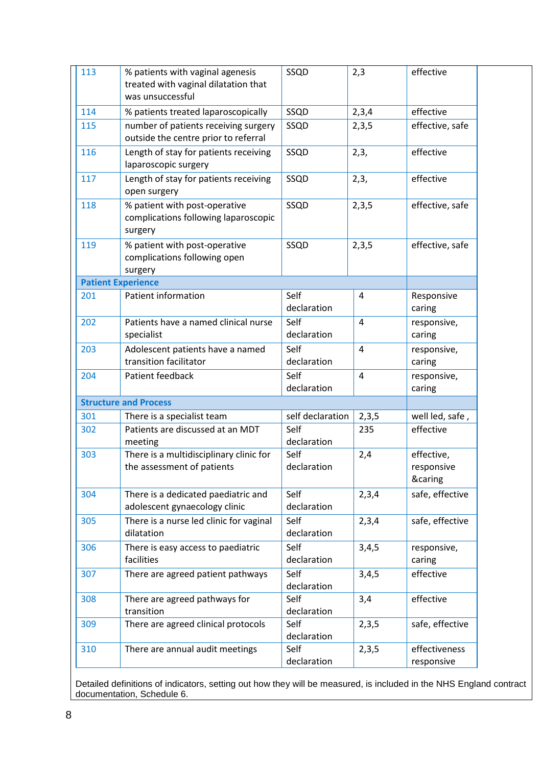| | | | | |
|---|---|---|---|---|
| 113 | % patients with vaginal agenesis treated with vaginal dilatation that was unsuccessful | SSQD | 2,3 | effective |
| 114 | % patients treated laparoscopically | SSQD | 2,3,4 | effective |
| 115 | number of patients receiving surgery outside the centre prior to referral | SSQD | 2,3,5 | effective, safe |
| 116 | Length of stay for patients receiving laparoscopic surgery | SSQD | 2,3, | effective |
| 117 | Length of stay for patients receiving open surgery | SSQD | 2,3, | effective |
| 118 | % patient with post-operative complications following laparoscopic surgery | SSQD | 2,3,5 | effective, safe |
| 119 | % patient with post-operative complications following open surgery | SSQD | 2,3,5 | effective, safe |
| **Patient Experience** | | | | |
| 201 | Patient information | Self declaration | 4 | Responsive caring |
| 202 | Patients have a named clinical nurse specialist | Self declaration | 4 | responsive, caring |
| 203 | Adolescent patients have a named transition facilitator | Self declaration | 4 | responsive, caring |
| 204 | Patient feedback | Self declaration | 4 | responsive, caring |
| **Structure and Process** | | | | |
| 301 | There is a specialist team | self declaration | 2,3,5 | well led, safe , |
| 302 | Patients are discussed at an MDT meeting | Self declaration | 235 | effective |
| 303 | There is a multidisciplinary clinic for the assessment of patients | Self declaration | 2,4 | effective, responsive &caring |
| 304 | There is a dedicated paediatric and adolescent gynaecology clinic | Self declaration | 2,3,4 | safe, effective |
| 305 | There is a nurse led clinic for vaginal dilatation | Self declaration | 2,3,4 | safe, effective |
| 306 | There is easy access to paediatric facilities | Self declaration | 3,4,5 | responsive, caring |
| 307 | There are agreed patient pathways | Self declaration | 3,4,5 | effective |
| 308 | There are agreed pathways for transition | Self declaration | 3,4 | effective |
| 309 | There are agreed clinical protocols | Self declaration | 2,3,5 | safe, effective |
| 310 | There are annual audit meetings | Self declaration | 2,3,5 | effectiveness responsive |

Detailed definitions of indicators, setting out how they will be measured, is included in the NHS England contract documentation, Schedule 6.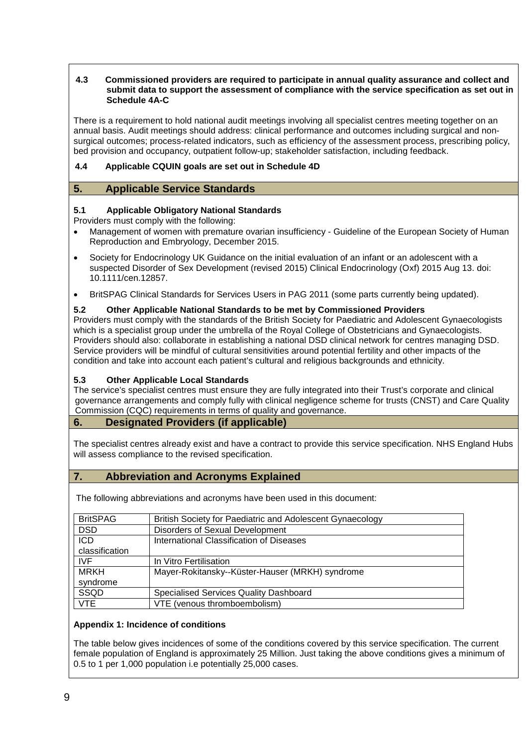**4.3 Commissioned providers are required to participate in annual quality assurance and collect and submit data to support the assessment of compliance with the service specification as set out in Schedule 4A-C**

There is a requirement to hold national audit meetings involving all specialist centres meeting together on an annual basis. Audit meetings should address: clinical performance and outcomes including surgical and non-surgical outcomes; process-related indicators, such as efficiency of the assessment process, prescribing policy, bed provision and occupancy, outpatient follow-up; stakeholder satisfaction, including feedback.

**4.4 Applicable CQUIN goals are set out in Schedule 4D**

## 5. Applicable Service Standards

### 5.1 Applicable Obligatory National Standards

Providers must comply with the following:

- Management of women with premature ovarian insufficiency - Guideline of the European Society of Human Reproduction and Embryology, December 2015.
- Society for Endocrinology UK Guidance on the initial evaluation of an infant or an adolescent with a suspected Disorder of Sex Development (revised 2015) Clinical Endocrinology (Oxf) 2015 Aug 13. doi: 10.1111/cen.12857.
- BritSPAG Clinical Standards for Services Users in PAG 2011 (some parts currently being updated).

### 5.2 Other Applicable National Standards to be met by Commissioned Providers

Providers must comply with the standards of the British Society for Paediatric and Adolescent Gynaecologists which is a specialist group under the umbrella of the Royal College of Obstetricians and Gynaecologists. Providers should also: collaborate in establishing a national DSD clinical network for centres managing DSD. Service providers will be mindful of cultural sensitivities around potential fertility and other impacts of the condition and take into account each patient's cultural and religious backgrounds and ethnicity.

### 5.3 Other Applicable Local Standards

The service's specialist centres must ensure they are fully integrated into their Trust's corporate and clinical governance arrangements and comply fully with clinical negligence scheme for trusts (CNST) and Care Quality Commission (CQC) requirements in terms of quality and governance.

## 6. Designated Providers (if applicable)

The specialist centres already exist and have a contract to provide this service specification. NHS England Hubs will assess compliance to the revised specification.

## 7. Abbreviation and Acronyms Explained

The following abbreviations and acronyms have been used in this document:

| | |
|---|---|
| BritSPAG | British Society for Paediatric and Adolescent Gynaecology |
| DSD | Disorders of Sexual Development |
| ICD classification | International Classification of Diseases |
| IVF | In Vitro Fertilisation |
| MRKH syndrome | Mayer-Rokitansky--Küster-Hauser (MRKH) syndrome |
| SSQD | Specialised Services Quality Dashboard |
| VTE | VTE (venous thromboembolism) |

**Appendix 1: Incidence of conditions**

The table below gives incidences of some of the conditions covered by this service specification. The current female population of England is approximately 25 Million. Just taking the above conditions gives a minimum of 0.5 to 1 per 1,000 population i.e potentially 25,000 cases.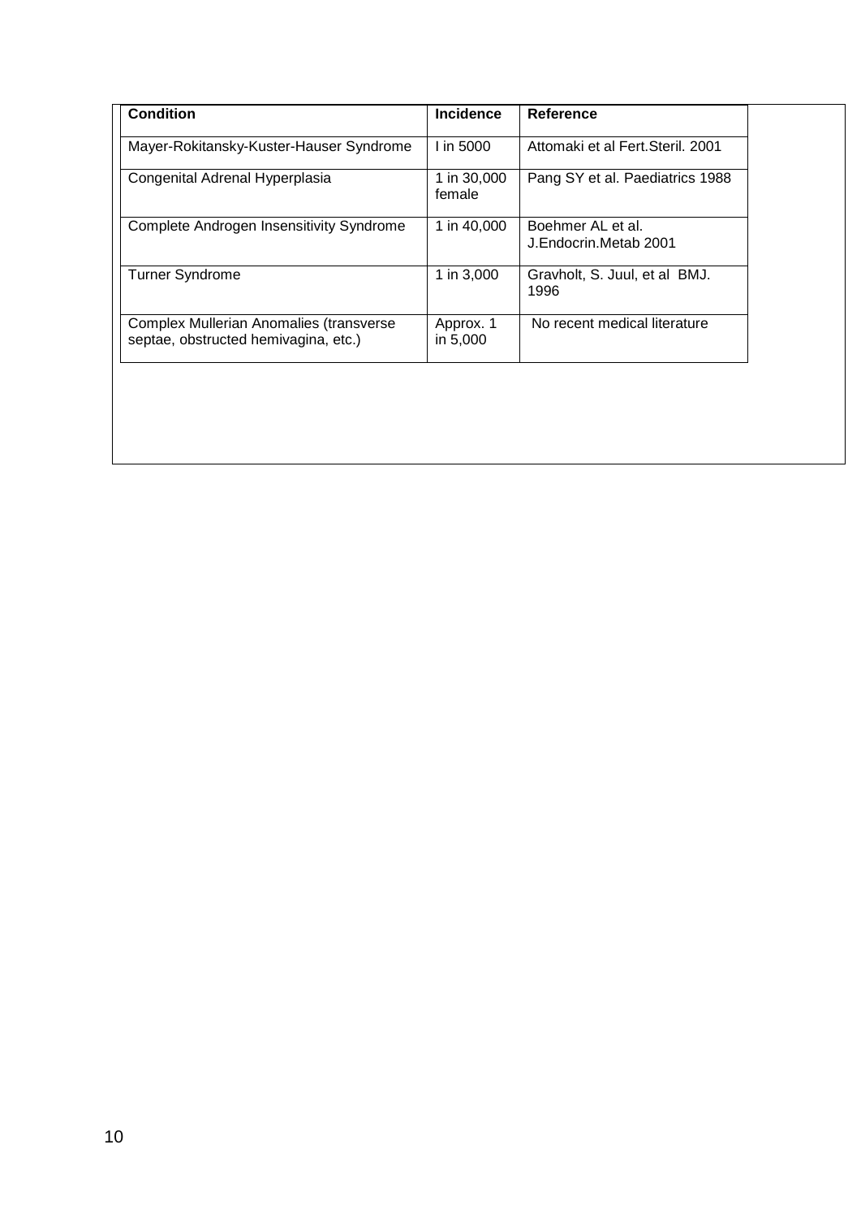| Condition | Incidence | Reference |
|---|---|---|
| Mayer-Rokitansky-Kuster-Hauser Syndrome | I in 5000 | Attomaki et al Fert.Steril. 2001 |
| Congenital Adrenal Hyperplasia | 1 in 30,000 female | Pang SY et al. Paediatrics 1988 |
| Complete Androgen Insensitivity Syndrome | 1 in 40,000 | Boehmer AL et al. J.Endocrin.Metab 2001 |
| Turner Syndrome | 1 in 3,000 | Gravholt, S. Juul, et al BMJ. 1996 |
| Complex Mullerian Anomalies (transverse septae, obstructed hemivagina, etc.) | Approx. 1 in 5,000 | No recent medical literature |